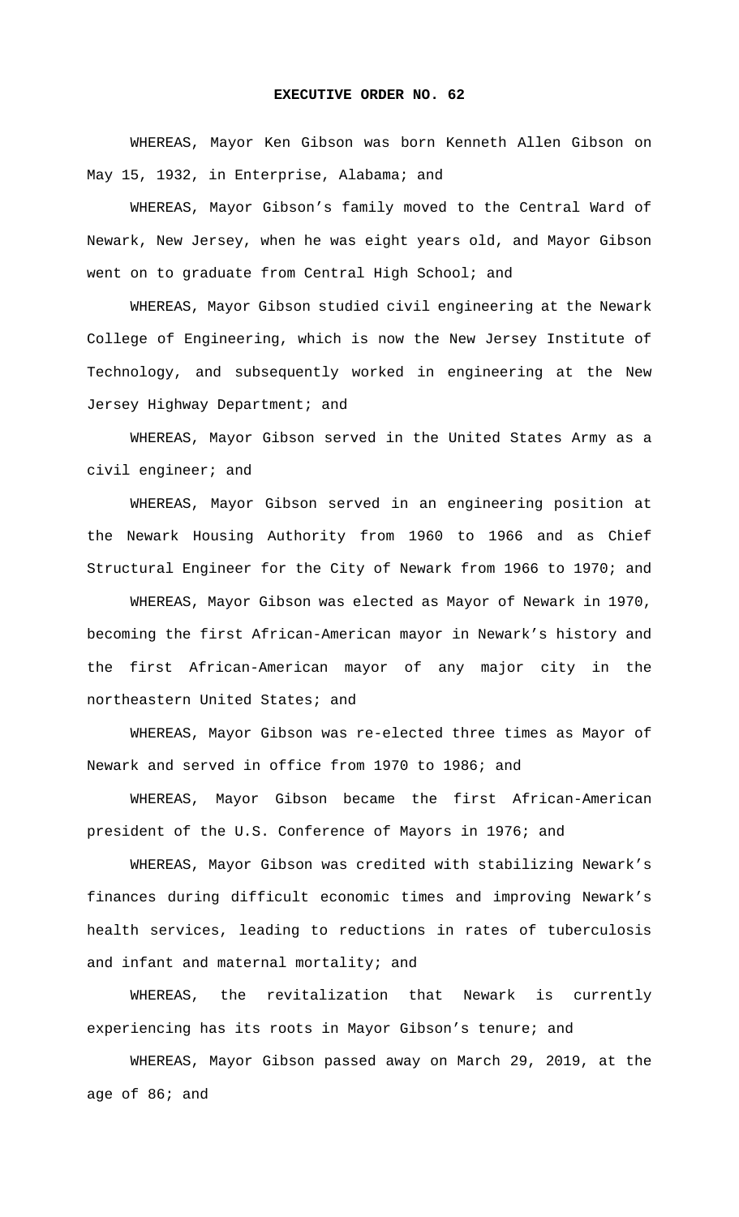# EXECUTIVE ORDER NO. 62

WHEREAS, Mayor Ken Gibson was born Kenneth Allen Gibson on May 15, 1932, in Enterprise, Alabama; and

WHEREAS, Mayor Gibson's family moved to the Central Ward of Newark, New Jersey, when he was eight years old, and Mayor Gibson went on to graduate from Central High School; and

WHEREAS, Mayor Gibson studied civil engineering at the Newark College of Engineering, which is now the New Jersey Institute of Technology, and subsequently worked in engineering at the New Jersey Highway Department; and

WHEREAS, Mayor Gibson served in the United States Army as a civil engineer; and

WHEREAS, Mayor Gibson served in an engineering position at the Newark Housing Authority from 1960 to 1966 and as Chief Structural Engineer for the City of Newark from 1966 to 1970; and

WHEREAS, Mayor Gibson was elected as Mayor of Newark in 1970, becoming the first African-American mayor in Newark's history and the first African-American mayor of any major city in the northeastern United States; and

WHEREAS, Mayor Gibson was re-elected three times as Mayor of Newark and served in office from 1970 to 1986; and

WHEREAS, Mayor Gibson became the first African-American president of the U.S. Conference of Mayors in 1976; and

WHEREAS, Mayor Gibson was credited with stabilizing Newark's finances during difficult economic times and improving Newark's health services, leading to reductions in rates of tuberculosis and infant and maternal mortality; and

WHEREAS, the revitalization that Newark is currently experiencing has its roots in Mayor Gibson's tenure; and

WHEREAS, Mayor Gibson passed away on March 29, 2019, at the age of 86; and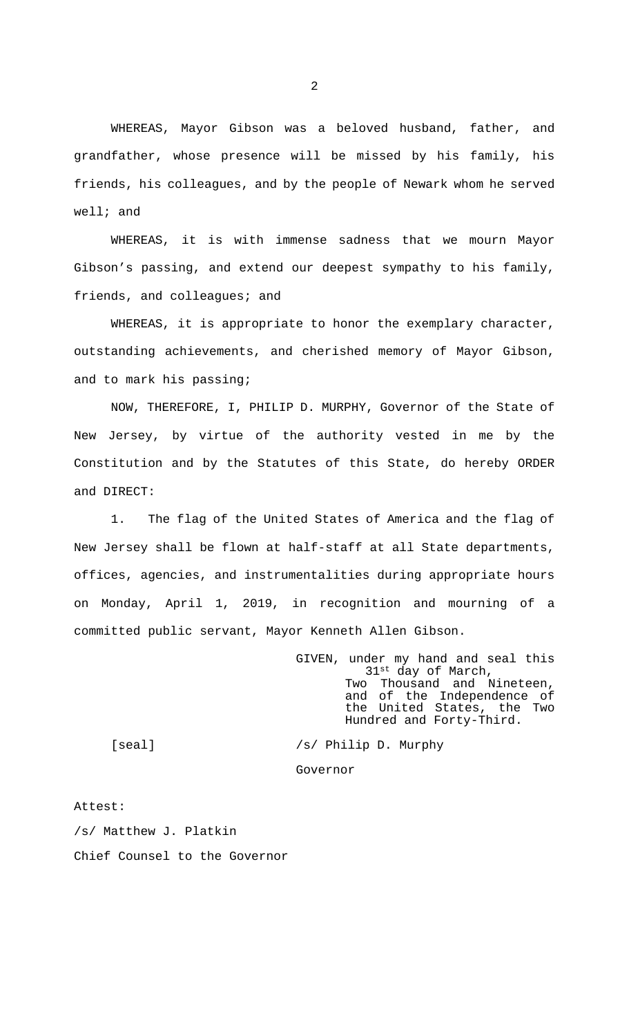WHEREAS, Mayor Gibson was a beloved husband, father, and grandfather, whose presence will be missed by his family, his friends, his colleagues, and by the people of Newark whom he served well; and

WHEREAS, it is with immense sadness that we mourn Mayor Gibson's passing, and extend our deepest sympathy to his family, friends, and colleagues; and

WHEREAS, it is appropriate to honor the exemplary character, outstanding achievements, and cherished memory of Mayor Gibson, and to mark his passing;

NOW, THEREFORE, I, PHILIP D. MURPHY, Governor of the State of New Jersey, by virtue of the authority vested in me by the Constitution and by the Statutes of this State, do hereby ORDER and DIRECT:

1. The flag of the United States of America and the flag of New Jersey shall be flown at half-staff at all State departments, offices, agencies, and instrumentalities during appropriate hours on Monday, April 1, 2019, in recognition and mourning of a committed public servant, Mayor Kenneth Allen Gibson.

GIVEN, under my hand and seal this 31st day of March, Two Thousand and Nineteen, and of the Independence of the United States, the Two Hundred and Forty-Third.

[seal]

/s/ Philip D. Murphy

Governor

Attest:

/s/ Matthew J. Platkin

Chief Counsel to the Governor